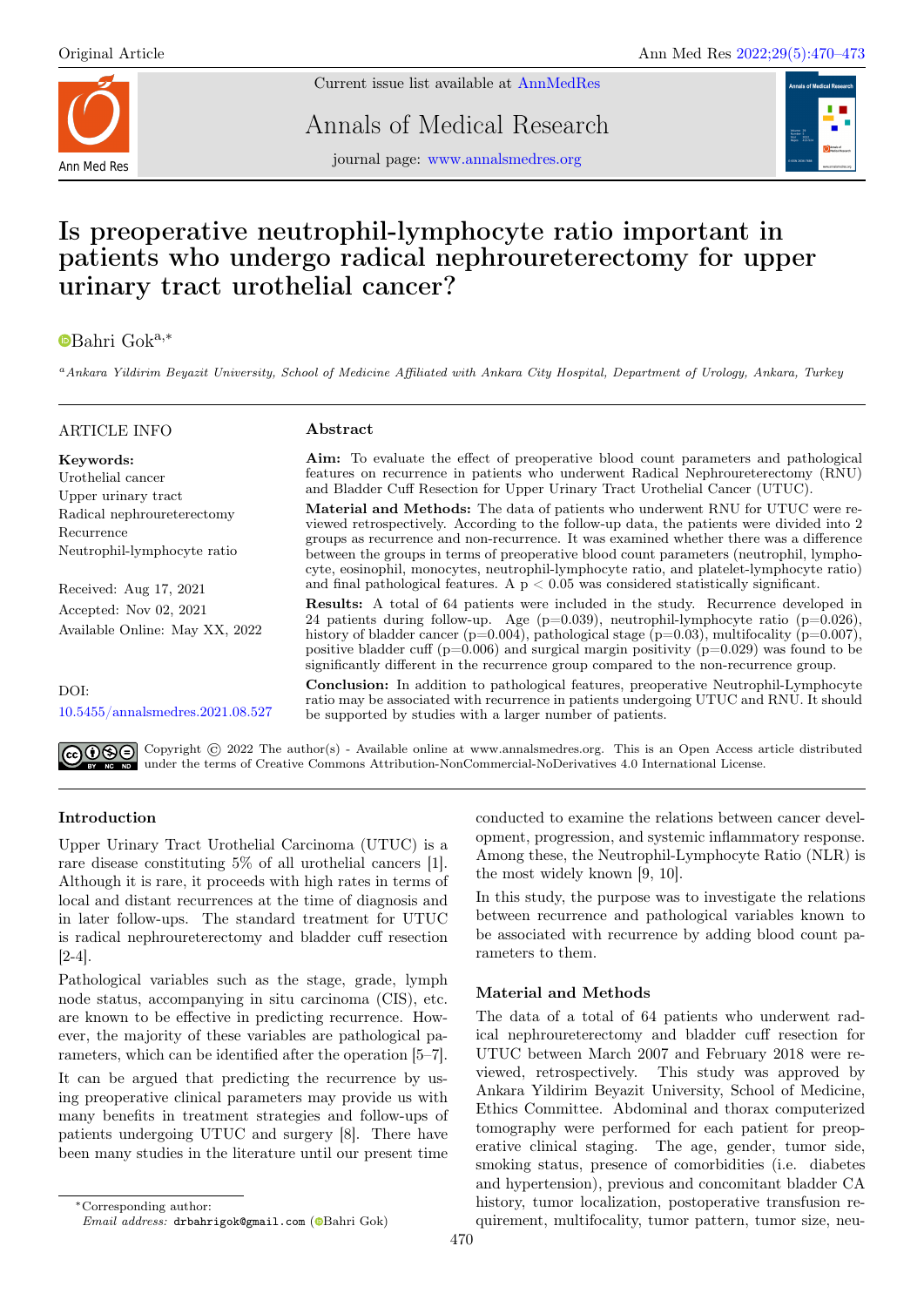Original Article

# Is preoperative neutrophil-lymphocyte ratio important in patients who undergo radical nephroureterectomy for upper urinary tract urothelial cancer?

Bahri Gok[a,*]

[a] *Ankara Yildirim Beyazit University, School of Medicine Affiliated with Ankara City Hospital, Department of Urology, Ankara, Turkey*

---

**ARTICLE INFO**

**Keywords:**
Urothelial cancer
Upper urinary tract
Radical nephroureterectomy
Recurrence
Neutrophil-lymphocyte ratio

Received: Aug 17, 2021
Accepted: Nov 02, 2021
Available Online: May XX, 2022

DOI:
10.5455/annalsmedres.2021.08.527

## Abstract

**Aim:** To evaluate the effect of preoperative blood count parameters and pathological features on recurrence in patients who underwent Radical Nephroureterectomy (RNU) and Bladder Cuff Resection for Upper Urinary Tract Urothelial Cancer (UTUC).

**Material and Methods:** The data of patients who underwent RNU for UTUC were reviewed retrospectively. According to the follow-up data, the patients were divided into 2 groups as recurrence and non-recurrence. It was examined whether there was a difference between the groups in terms of preoperative blood count parameters (neutrophil, lymphocyte, eosinophil, monocytes, neutrophil-lymphocyte ratio, and platelet-lymphocyte ratio) and final pathological features. A $p < 0.05$ was considered statistically significant.

**Results:** A total of 64 patients were included in the study. Recurrence developed in 24 patients during follow-up. Age (p=0.039), neutrophil-lymphocyte ratio (p=0.026), history of bladder cancer (p=0.004), pathological stage (p=0.03), multifocality (p=0.007), positive bladder cuff (p=0.006) and surgical margin positivity (p=0.029) was found to be significantly different in the recurrence group compared to the non-recurrence group.

**Conclusion:** In addition to pathological features, preoperative Neutrophil-Lymphocyte ratio may be associated with recurrence in patients undergoing UTUC and RNU. It should be supported by studies with a larger number of patients.

Copyright © 2022 The author(s) - Available online at www.annalsmedres.org. This is an Open Access article distributed under the terms of Creative Commons Attribution-NonCommercial-NoDerivatives 4.0 International License.

---

## Introduction

Upper Urinary Tract Urothelial Carcinoma (UTUC) is a rare disease constituting 5% of all urothelial cancers [1]. Although it is rare, it proceeds with high rates in terms of local and distant recurrences at the time of diagnosis and in later follow-ups. The standard treatment for UTUC is radical nephroureterectomy and bladder cuff resection [2-4].

Pathological variables such as the stage, grade, lymph node status, accompanying in situ carcinoma (CIS), etc. are known to be effective in predicting recurrence. However, the majority of these variables are pathological parameters, which can be identified after the operation [5–7].

It can be argued that predicting the recurrence by using preoperative clinical parameters may provide us with many benefits in treatment strategies and follow-ups of patients undergoing UTUC and surgery [8]. There have been many studies in the literature until our present time conducted to examine the relations between cancer development, progression, and systemic inflammatory response. Among these, the Neutrophil-Lymphocyte Ratio (NLR) is the most widely known [9, 10].

In this study, the purpose was to investigate the relations between recurrence and pathological variables known to be associated with recurrence by adding blood count parameters to them.

## Material and Methods

The data of a total of 64 patients who underwent radical nephroureterectomy and bladder cuff resection for UTUC between March 2007 and February 2018 were reviewed, retrospectively. This study was approved by Ankara Yildirim Beyazit University, School of Medicine, Ethics Committee. Abdominal and thorax computerized tomography were performed for each patient for preoperative clinical staging. The age, gender, tumor side, smoking status, presence of comorbidities (i.e. diabetes and hypertension), previous and concomitant bladder CA history, tumor localization, postoperative transfusion requirement, multifocality, tumor pattern, tumor size, neu-

*Corresponding author:
*Email address:* drbahrigok@gmail.com (Bahri Gok)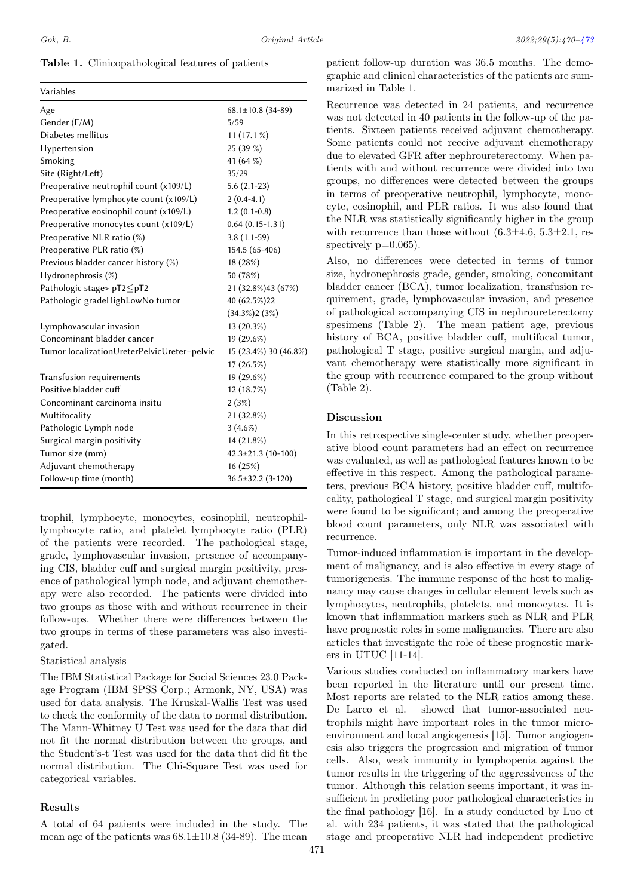**Table 1.** Clinicopathological features of patients

| Variables | |
|---|---|
| Age | 68.1±10.8 (34-89) |
| Gender (F/M) | 5/59 |
| Diabetes mellitus | 11 (17.1 %) |
| Hypertension | 25 (39 %) |
| Smoking | 41 (64 %) |
| Site (Right/Left) | 35/29 |
| Preoperative neutrophil count (x109/L) | 5.6 (2.1-23) |
| Preoperative lymphocyte count (x109/L) | 2 (0.4-4.1) |
| Preoperative eosinophil count (x109/L) | 1.2 (0.1-0.8) |
| Preoperative monocytes count (x109/L) | 0.64 (0.15-1.31) |
| Preoperative NLR ratio (%) | 3.8 (1.1-59) |
| Preoperative PLR ratio (%) | 154.5 (65-406) |
| Previous bladder cancer history (%) | 18 (28%) |
| Hydronephrosis (%) | 50 (78%) |
| Pathologic stage> pT2≤pT2 | 21 (32.8%)43 (67%) |
| Pathologic gradeHighLowNo tumor | 40 (62.5%)22 (34.3%)2 (3%) |
| Lymphovascular invasion | 13 (20.3%) |
| Concominant bladder cancer | 19 (29.6%) |
| Tumor localizationUreterPelvicUreter+pelvic | 15 (23.4%) 30 (46.8%) 17 (26.5%) |
| Transfusion requirements | 19 (29.6%) |
| Positive bladder cuff | 12 (18.7%) |
| Concominant carcinoma insitu | 2 (3%) |
| Multifocality | 21 (32.8%) |
| Pathologic Lymph node | 3 (4.6%) |
| Surgical margin positivity | 14 (21.8%) |
| Tumor size (mm) | 42.3±21.3 (10-100) |
| Adjuvant chemotherapy | 16 (25%) |
| Follow-up time (month) | 36.5±32.2 (3-120) |

trophil, lymphocyte, monocytes, eosinophil, neutrophil-lymphocyte ratio, and platelet lymphocyte ratio (PLR) of the patients were recorded. The pathological stage, grade, lymphovascular invasion, presence of accompanying CIS, bladder cuff and surgical margin positivity, presence of pathological lymph node, and adjuvant chemotherapy were also recorded. The patients were divided into two groups as those with and without recurrence in their follow-ups. Whether there were differences between the two groups in terms of these parameters was also investigated.

Statistical analysis

The IBM Statistical Package for Social Sciences 23.0 Package Program (IBM SPSS Corp.; Armonk, NY, USA) was used for data analysis. The Kruskal-Wallis Test was used to check the conformity of the data to normal distribution. The Mann-Whitney U Test was used for the data that did not fit the normal distribution between the groups, and the Student's-t Test was used for the data that did fit the normal distribution. The Chi-Square Test was used for categorical variables.

## Results

A total of 64 patients were included in the study. The mean age of the patients was 68.1±10.8 (34-89). The mean patient follow-up duration was 36.5 months. The demographic and clinical characteristics of the patients are summarized in Table 1.

Recurrence was detected in 24 patients, and recurrence was not detected in 40 patients in the follow-up of the patients. Sixteen patients received adjuvant chemotherapy. Some patients could not receive adjuvant chemotherapy due to elevated GFR after nephroureterectomy. When patients with and without recurrence were divided into two groups, no differences were detected between the groups in terms of preoperative neutrophil, lymphocyte, monocyte, eosinophil, and PLR ratios. It was also found that the NLR was statistically significantly higher in the group with recurrence than those without (6.3±4.6, 5.3±2.1, respectively $p=0.065$).

Also, no differences were detected in terms of tumor size, hydronephrosis grade, gender, smoking, concomitant bladder cancer (BCA), tumor localization, transfusion requirement, grade, lymphovascular invasion, and presence of pathological accompanying CIS in nephroureterectomy spesimens (Table 2). The mean patient age, previous history of BCA, positive bladder cuff, multifocal tumor, pathological T stage, positive surgical margin, and adjuvant chemotherapy were statistically more significant in the group with recurrence compared to the group without (Table 2).

## Discussion

In this retrospective single-center study, whether preoperative blood count parameters had an effect on recurrence was evaluated, as well as pathological features known to be effective in this respect. Among the pathological parameters, previous BCA history, positive bladder cuff, multifocality, pathological T stage, and surgical margin positivity were found to be significant; and among the preoperative blood count parameters, only NLR was associated with recurrence.

Tumor-induced inflammation is important in the development of malignancy, and is also effective in every stage of tumorigenesis. The immune response of the host to malignancy may cause changes in cellular element levels such as lymphocytes, neutrophils, platelets, and monocytes. It is known that inflammation markers such as NLR and PLR have prognostic roles in some malignancies. There are also articles that investigate the role of these prognostic markers in UTUC [11-14].

Various studies conducted on inflammatory markers have been reported in the literature until our present time. Most reports are related to the NLR ratios among these. De Larco et al. showed that tumor-associated neutrophils might have important roles in the tumor microenvironment and local angiogenesis [15]. Tumor angiogenesis also triggers the progression and migration of tumor cells. Also, weak immunity in lymphopenia against the tumor results in the triggering of the aggressiveness of the tumor. Although this relation seems important, it was insufficient in predicting poor pathological characteristics in the final pathology [16]. In a study conducted by Luo et al. with 234 patients, it was stated that the pathological stage and preoperative NLR had independent predictive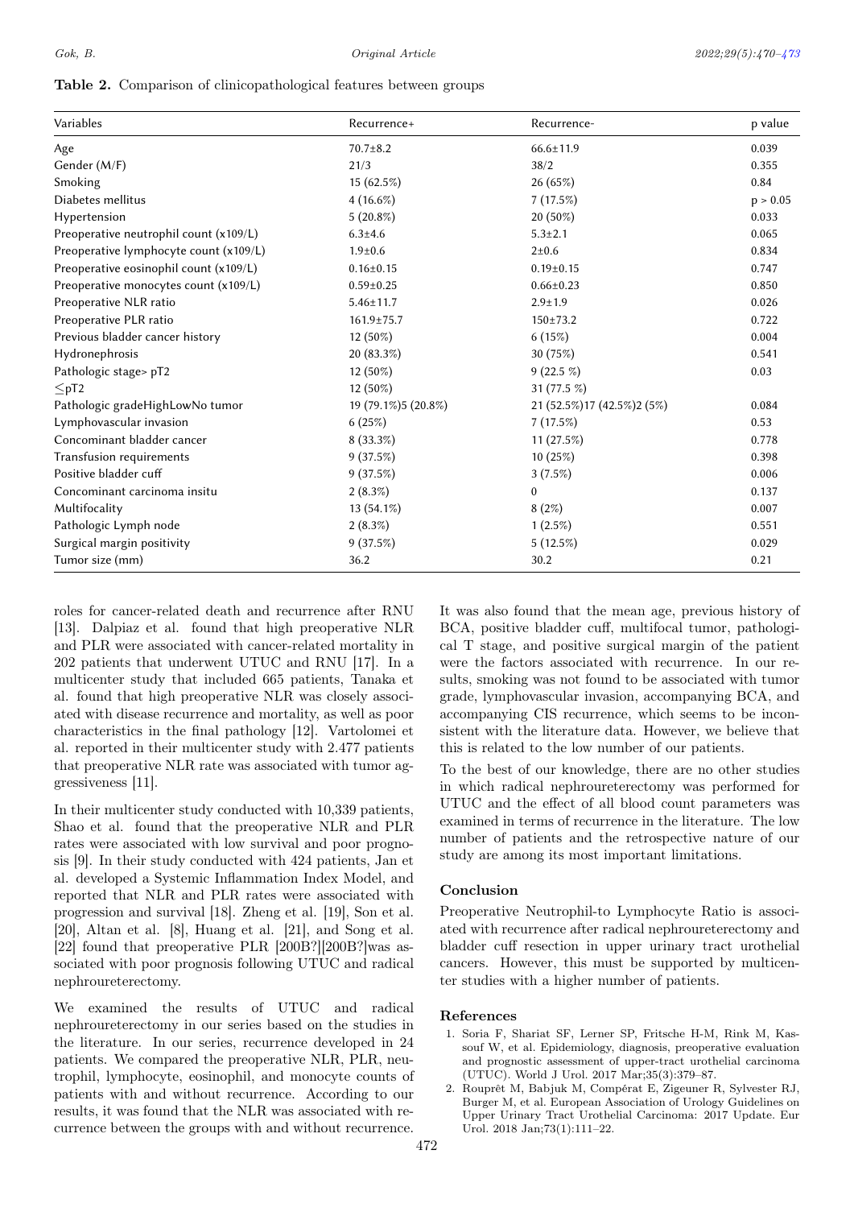**Table 2.** Comparison of clinicopathological features between groups

| Variables | Recurrence+ | Recurrence- | p value |
|---|---|---|---|
| Age | 70.7±8.2 | 66.6±11.9 | 0.039 |
| Gender (M/F) | 21/3 | 38/2 | 0.355 |
| Smoking | 15 (62.5%) | 26 (65%) | 0.84 |
| Diabetes mellitus | 4 (16.6%) | 7 (17.5%) | p > 0.05 |
| Hypertension | 5 (20.8%) | 20 (50%) | 0.033 |
| Preoperative neutrophil count (x109/L) | 6.3±4.6 | 5.3±2.1 | 0.065 |
| Preoperative lymphocyte count (x109/L) | 1.9±0.6 | 2±0.6 | 0.834 |
| Preoperative eosinophil count (x109/L) | 0.16±0.15 | 0.19±0.15 | 0.747 |
| Preoperative monocytes count (x109/L) | 0.59±0.25 | 0.66±0.23 | 0.850 |
| Preoperative NLR ratio | 5.46±11.7 | 2.9±1.9 | 0.026 |
| Preoperative PLR ratio | 161.9±75.7 | 150±73.2 | 0.722 |
| Previous bladder cancer history | 12 (50%) | 6 (15%) | 0.004 |
| Hydronephrosis | 20 (83.3%) | 30 (75%) | 0.541 |
| Pathologic stage> pT2 | 12 (50%) | 9 (22.5 %) | 0.03 |
| ≤pT2 | 12 (50%) | 31 (77.5 %) | |
| Pathologic gradeHighLowNo tumor | 19 (79.1%)5 (20.8%) | 21 (52.5%)17 (42.5%)2 (5%) | 0.084 |
| Lymphovascular invasion | 6 (25%) | 7 (17.5%) | 0.53 |
| Concominant bladder cancer | 8 (33.3%) | 11 (27.5%) | 0.778 |
| Transfusion requirements | 9 (37.5%) | 10 (25%) | 0.398 |
| Positive bladder cuff | 9 (37.5%) | 3 (7.5%) | 0.006 |
| Concominant carcinoma insitu | 2 (8.3%) | 0 | 0.137 |
| Multifocality | 13 (54.1%) | 8 (2%) | 0.007 |
| Pathologic Lymph node | 2 (8.3%) | 1 (2.5%) | 0.551 |
| Surgical margin positivity | 9 (37.5%) | 5 (12.5%) | 0.029 |
| Tumor size (mm) | 36.2 | 30.2 | 0.21 |

roles for cancer-related death and recurrence after RNU [13]. Dalpiaz et al. found that high preoperative NLR and PLR were associated with cancer-related mortality in 202 patients that underwent UTUC and RNU [17]. In a multicenter study that included 665 patients, Tanaka et al. found that high preoperative NLR was closely associated with disease recurrence and mortality, as well as poor characteristics in the final pathology [12]. Vartolomei et al. reported in their multicenter study with 2.477 patients that preoperative NLR rate was associated with tumor aggressiveness [11].

In their multicenter study conducted with 10,339 patients, Shao et al. found that the preoperative NLR and PLR rates were associated with low survival and poor prognosis [9]. In their study conducted with 424 patients, Jan et al. developed a Systemic Inflammation Index Model, and reported that NLR and PLR rates were associated with progression and survival [18]. Zheng et al. [19], Son et al. [20], Altan et al. [8], Huang et al. [21], and Song et al. [22] found that preoperative PLR [200B?][200B?]was associated with poor prognosis following UTUC and radical nephroureterectomy.

We examined the results of UTUC and radical nephroureterectomy in our series based on the studies in the literature. In our series, recurrence developed in 24 patients. We compared the preoperative NLR, PLR, neutrophil, lymphocyte, eosinophil, and monocyte counts of patients with and without recurrence. According to our results, it was found that the NLR was associated with recurrence between the groups with and without recurrence. It was also found that the mean age, previous history of BCA, positive bladder cuff, multifocal tumor, pathological T stage, and positive surgical margin of the patient were the factors associated with recurrence. In our results, smoking was not found to be associated with tumor grade, lymphovascular invasion, accompanying BCA, and accompanying CIS recurrence, which seems to be inconsistent with the literature data. However, we believe that this is related to the low number of our patients.

To the best of our knowledge, there are no other studies in which radical nephroureterectomy was performed for UTUC and the effect of all blood count parameters was examined in terms of recurrence in the literature. The low number of patients and the retrospective nature of our study are among its most important limitations.

## Conclusion

Preoperative Neutrophil-to Lymphocyte Ratio is associated with recurrence after radical nephroureterectomy and bladder cuff resection in upper urinary tract urothelial cancers. However, this must be supported by multicenter studies with a higher number of patients.

## References

1. Soria F, Shariat SF, Lerner SP, Fritsche H-M, Rink M, Kassouf W, et al. Epidemiology, diagnosis, preoperative evaluation and prognostic assessment of upper-tract urothelial carcinoma (UTUC). World J Urol. 2017 Mar;35(3):379–87.
2. Rouprêt M, Babjuk M, Compérat E, Zigeuner R, Sylvester RJ, Burger M, et al. European Association of Urology Guidelines on Upper Urinary Tract Urothelial Carcinoma: 2017 Update. Eur Urol. 2018 Jan;73(1):111–22.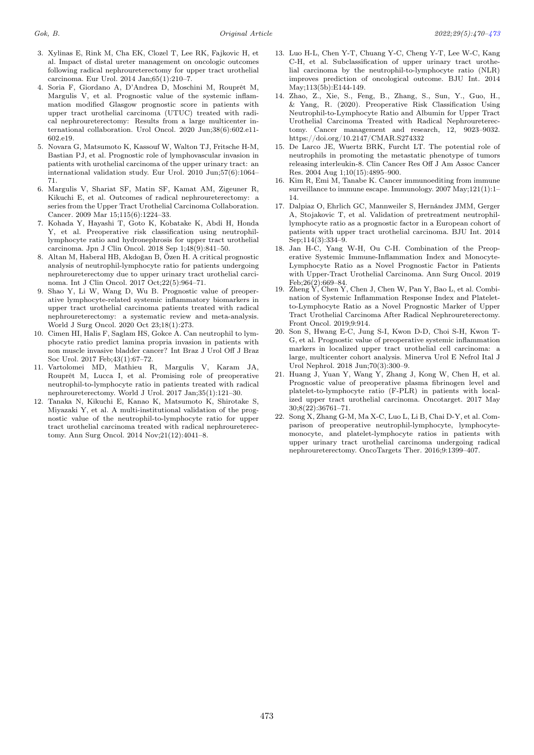3. Xylinas E, Rink M, Cha EK, Clozel T, Lee RK, Fajkovic H, et al. Impact of distal ureter management on oncologic outcomes following radical nephroureterectomy for upper tract urothelial carcinoma. Eur Urol. 2014 Jan;65(1):210–7.
4. Soria F, Giordano A, D'Andrea D, Moschini M, Rouprêt M, Margulis V, et al. Prognostic value of the systemic inflammation modified Glasgow prognostic score in patients with upper tract urothelial carcinoma (UTUC) treated with radical nephroureterectomy: Results from a large multicenter international collaboration. Urol Oncol. 2020 Jun;38(6):602.e11-602.e19.
5. Novara G, Matsumoto K, Kassouf W, Walton TJ, Fritsche H-M, Bastian PJ, et al. Prognostic role of lymphovascular invasion in patients with urothelial carcinoma of the upper urinary tract: an international validation study. Eur Urol. 2010 Jun;57(6):1064–71.
6. Margulis V, Shariat SF, Matin SF, Kamat AM, Zigeuner R, Kikuchi E, et al. Outcomes of radical nephroureterectomy: a series from the Upper Tract Urothelial Carcinoma Collaboration. Cancer. 2009 Mar 15;115(6):1224–33.
7. Kohada Y, Hayashi T, Goto K, Kobatake K, Abdi H, Honda Y, et al. Preoperative risk classification using neutrophil-lymphocyte ratio and hydronephrosis for upper tract urothelial carcinoma. Jpn J Clin Oncol. 2018 Sep 1;48(9):841–50.
8. Altan M, Haberal HB, Akdoğan B, Özen H. A critical prognostic analysis of neutrophil-lymphocyte ratio for patients undergoing nephroureterectomy due to upper urinary tract urothelial carcinoma. Int J Clin Oncol. 2017 Oct;22(5):964–71.
9. Shao Y, Li W, Wang D, Wu B. Prognostic value of preoperative lymphocyte-related systemic inflammatory biomarkers in upper tract urothelial carcinoma patients treated with radical nephroureterectomy: a systematic review and meta-analysis. World J Surg Oncol. 2020 Oct 23;18(1):273.
10. Cimen HI, Halis F, Saglam HS, Gokce A. Can neutrophil to lymphocyte ratio predict lamina propria invasion in patients with non muscle invasive bladder cancer? Int Braz J Urol Off J Braz Soc Urol. 2017 Feb;43(1):67–72.
11. Vartolomei MD, Mathieu R, Margulis V, Karam JA, Rouprêt M, Lucca I, et al. Promising role of preoperative neutrophil-to-lymphocyte ratio in patients treated with radical nephroureterectomy. World J Urol. 2017 Jan;35(1):121–30.
12. Tanaka N, Kikuchi E, Kanao K, Matsumoto K, Shirotake S, Miyazaki Y, et al. A multi-institutional validation of the prognostic value of the neutrophil-to-lymphocyte ratio for upper tract urothelial carcinoma treated with radical nephroureterectomy. Ann Surg Oncol. 2014 Nov;21(12):4041–8.
13. Luo H-L, Chen Y-T, Chuang Y-C, Cheng Y-T, Lee W-C, Kang C-H, et al. Subclassification of upper urinary tract urothelial carcinoma by the neutrophil-to-lymphocyte ratio (NLR) improves prediction of oncological outcome. BJU Int. 2014 May;113(5b):E144-149.
14. Zhao, Z., Xie, S., Feng, B., Zhang, S., Sun, Y., Guo, H., & Yang, R. (2020). Preoperative Risk Classification Using Neutrophil-to-Lymphocyte Ratio and Albumin for Upper Tract Urothelial Carcinoma Treated with Radical Nephroureterectomy. Cancer management and research, 12, 9023–9032. https://doi.org/10.2147/CMAR.S274332
15. De Larco JE, Wuertz BRK, Furcht LT. The potential role of neutrophils in promoting the metastatic phenotype of tumors releasing interleukin-8. Clin Cancer Res Off J Am Assoc Cancer Res. 2004 Aug 1;10(15):4895–900.
16. Kim R, Emi M, Tanabe K. Cancer immunoediting from immune surveillance to immune escape. Immunology. 2007 May;121(1):1–14.
17. Dalpiaz O, Ehrlich GC, Mannweiler S, Hernández JMM, Gerger A, Stojakovic T, et al. Validation of pretreatment neutrophil-lymphocyte ratio as a prognostic factor in a European cohort of patients with upper tract urothelial carcinoma. BJU Int. 2014 Sep;114(3):334–9.
18. Jan H-C, Yang W-H, Ou C-H. Combination of the Preoperative Systemic Immune-Inflammation Index and Monocyte-Lymphocyte Ratio as a Novel Prognostic Factor in Patients with Upper-Tract Urothelial Carcinoma. Ann Surg Oncol. 2019 Feb;26(2):669–84.
19. Zheng Y, Chen Y, Chen J, Chen W, Pan Y, Bao L, et al. Combination of Systemic Inflammation Response Index and Platelet-to-Lymphocyte Ratio as a Novel Prognostic Marker of Upper Tract Urothelial Carcinoma After Radical Nephroureterectomy. Front Oncol. 2019;9:914.
20. Son S, Hwang E-C, Jung S-I, Kwon D-D, Choi S-H, Kwon T-G, et al. Prognostic value of preoperative systemic inflammation markers in localized upper tract urothelial cell carcinoma: a large, multicenter cohort analysis. Minerva Urol E Nefrol Ital J Urol Nephrol. 2018 Jun;70(3):300–9.
21. Huang J, Yuan Y, Wang Y, Zhang J, Kong W, Chen H, et al. Prognostic value of preoperative plasma fibrinogen level and platelet-to-lymphocyte ratio (F-PLR) in patients with localized upper tract urothelial carcinoma. Oncotarget. 2017 May 30;8(22):36761–71.
22. Song X, Zhang G-M, Ma X-C, Luo L, Li B, Chai D-Y, et al. Comparison of preoperative neutrophil-lymphocyte, lymphocyte-monocyte, and platelet-lymphocyte ratios in patients with upper urinary tract urothelial carcinoma undergoing radical nephroureterectomy. OncoTargets Ther. 2016;9:1399–407.